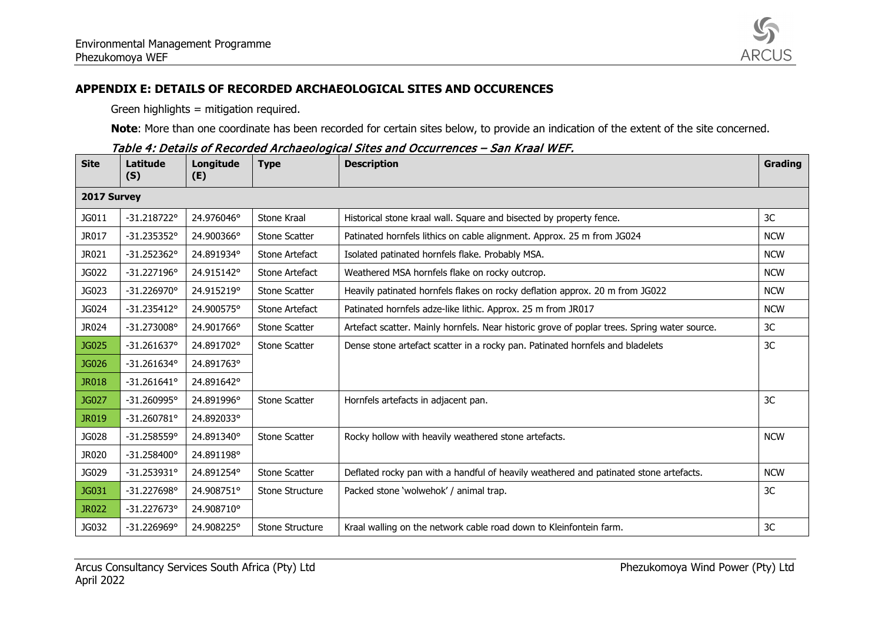## APPENDIX E: DETAILS OF RECORDED ARCHAEOLOGICAL SITES AND OCCURENCES

Green highlights = mitigation required.

**Note**: More than one coordinate has been recorded for certain sites below, to provide an indication of the extent of the site concerned.

*Table 4: Details of Recorded Archaeological Sites and Occurrences – San Kraal WEF.*

| Site | Latitude (S) | Longitude (E) | Type | Description | Grading |
|---|---|---|---|---|---|
| **2017 Survey** | | | | | |
| JG011 | -31.218722° | 24.976046° | Stone Kraal | Historical stone kraal wall. Square and bisected by property fence. | 3C |
| JR017 | -31.235352° | 24.900366° | Stone Scatter | Patinated hornfels lithics on cable alignment. Approx. 25 m from JG024 | NCW |
| JR021 | -31.252362° | 24.891934° | Stone Artefact | Isolated patinated hornfels flake. Probably MSA. | NCW |
| JG022 | -31.227196° | 24.915142° | Stone Artefact | Weathered MSA hornfels flake on rocky outcrop. | NCW |
| JG023 | -31.226970° | 24.915219° | Stone Scatter | Heavily patinated hornfels flakes on rocky deflation approx. 20 m from JG022 | NCW |
| JG024 | -31.235412° | 24.900575° | Stone Artefact | Patinated hornfels adze-like lithic. Approx. 25 m from JR017 | NCW |
| JR024 | -31.273008° | 24.901766° | Stone Scatter | Artefact scatter. Mainly hornfels. Near historic grove of poplar trees. Spring water source. | 3C |
| JG025 | -31.261637° | 24.891702° | Stone Scatter | Dense stone artefact scatter in a rocky pan. Patinated hornfels and bladelets | 3C |
| JG026 | -31.261634° | 24.891763° | | | |
| JR018 | -31.261641° | 24.891642° | | | |
| JG027 | -31.260995° | 24.891996° | Stone Scatter | Hornfels artefacts in adjacent pan. | 3C |
| JR019 | -31.260781° | 24.892033° | | | |
| JG028 | -31.258559° | 24.891340° | Stone Scatter | Rocky hollow with heavily weathered stone artefacts. | NCW |
| JR020 | -31.258400° | 24.891198° | | | |
| JG029 | -31.253931° | 24.891254° | Stone Scatter | Deflated rocky pan with a handful of heavily weathered and patinated stone artefacts. | NCW |
| JG031 | -31.227698° | 24.908751° | Stone Structure | Packed stone 'wolwehok' / animal trap. | 3C |
| JR022 | -31.227673° | 24.908710° | | | |
| JG032 | -31.226969° | 24.908225° | Stone Structure | Kraal walling on the network cable road down to Kleinfontein farm. | 3C |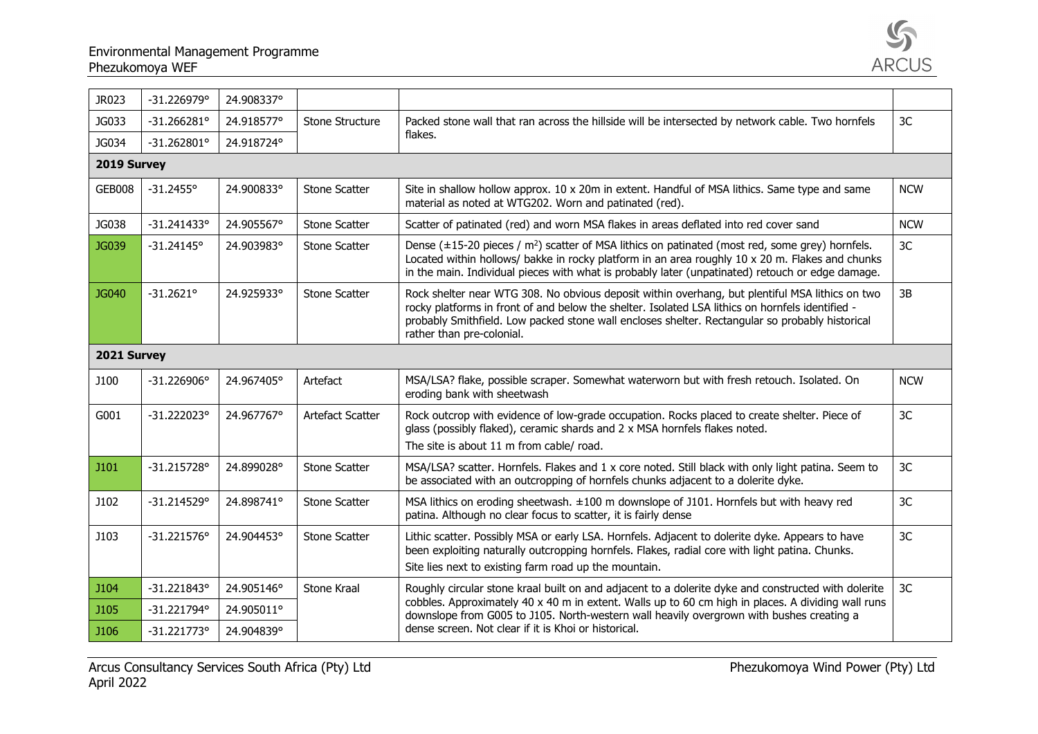| | | | | | |
|---|---|---|---|---|---|
| JR023 | -31.226979° | 24.908337° | | | |
| JG033 | -31.266281° | 24.918577° | Stone Structure | Packed stone wall that ran across the hillside will be intersected by network cable. Two hornfels flakes. | 3C |
| JG034 | -31.262801° | 24.918724° | | | |
| **2019 Survey** | | | | | |
| GEB008 | -31.2455° | 24.900833° | Stone Scatter | Site in shallow hollow approx. 10 x 20m in extent. Handful of MSA lithics. Same type and same material as noted at WTG202. Worn and patinated (red). | NCW |
| JG038 | -31.241433° | 24.905567° | Stone Scatter | Scatter of patinated (red) and worn MSA flakes in areas deflated into red cover sand | NCW |
| JG039 | -31.24145° | 24.903983° | Stone Scatter | Dense (±15-20 pieces / m$^2$) scatter of MSA lithics on patinated (most red, some grey) hornfels. Located within hollows/ bakke in rocky platform in an area roughly 10 x 20 m. Flakes and chunks in the main. Individual pieces with what is probably later (unpatinated) retouch or edge damage. | 3C |
| JG040 | -31.2621° | 24.925933° | Stone Scatter | Rock shelter near WTG 308. No obvious deposit within overhang, but plentiful MSA lithics on two rocky platforms in front of and below the shelter. Isolated LSA lithics on hornfels identified - probably Smithfield. Low packed stone wall encloses shelter. Rectangular so probably historical rather than pre-colonial. | 3B |
| **2021 Survey** | | | | | |
| J100 | -31.226906° | 24.967405° | Artefact | MSA/LSA? flake, possible scraper. Somewhat waterworn but with fresh retouch. Isolated. On eroding bank with sheetwash | NCW |
| G001 | -31.222023° | 24.967767° | Artefact Scatter | Rock outcrop with evidence of low-grade occupation. Rocks placed to create shelter. Piece of glass (possibly flaked), ceramic shards and 2 x MSA hornfels flakes noted.<br>The site is about 11 m from cable/ road. | 3C |
| J101 | -31.215728° | 24.899028° | Stone Scatter | MSA/LSA? scatter. Hornfels. Flakes and 1 x core noted. Still black with only light patina. Seem to be associated with an outcropping of hornfels chunks adjacent to a dolerite dyke. | 3C |
| J102 | -31.214529° | 24.898741° | Stone Scatter | MSA lithics on eroding sheetwash. ±100 m downslope of J101. Hornfels but with heavy red patina. Although no clear focus to scatter, it is fairly dense | 3C |
| J103 | -31.221576° | 24.904453° | Stone Scatter | Lithic scatter. Possibly MSA or early LSA. Hornfels. Adjacent to dolerite dyke. Appears to have been exploiting naturally outcropping hornfels. Flakes, radial core with light patina. Chunks.<br>Site lies next to existing farm road up the mountain. | 3C |
| J104 | -31.221843° | 24.905146° | Stone Kraal | Roughly circular stone kraal built on and adjacent to a dolerite dyke and constructed with dolerite cobbles. Approximately 40 x 40 m in extent. Walls up to 60 cm high in places. A dividing wall runs downslope from G005 to J105. North-western wall heavily overgrown with bushes creating a dense screen. Not clear if it is Khoi or historical. | 3C |
| J105 | -31.221794° | 24.905011° | | | |
| J106 | -31.221773° | 24.904839° | | | |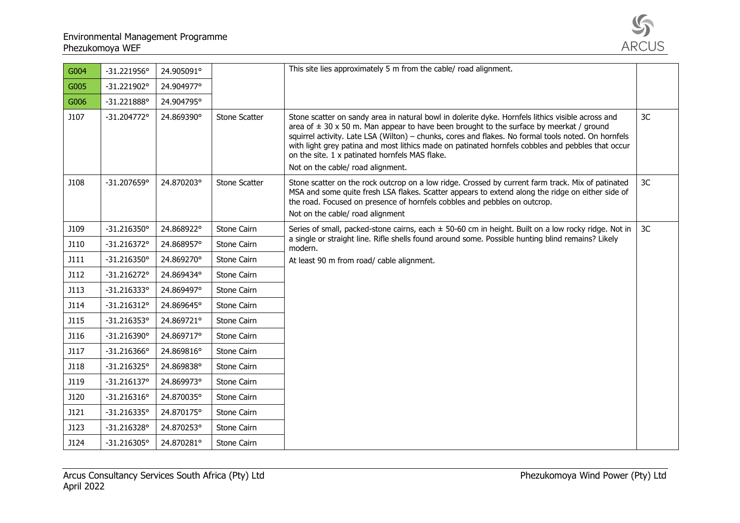| | | | | | |
|---|---|---|---|---|---|
| G004 | -31.221956° | 24.905091° | | This site lies approximately 5 m from the cable/ road alignment. | |
| G005 | -31.221902° | 24.904977° | | | |
| G006 | -31.221888° | 24.904795° | | | |
| J107 | -31.204772° | 24.869390° | Stone Scatter | Stone scatter on sandy area in natural bowl in dolerite dyke. Hornfels lithics visible across and area of ± 30 x 50 m. Man appear to have been brought to the surface by meerkat / ground squirrel activity. Late LSA (Wilton) – chunks, cores and flakes. No formal tools noted. On hornfels with light grey patina and most lithics made on patinated hornfels cobbles and pebbles that occur on the site. 1 x patinated hornfels MAS flake.<br>Not on the cable/ road alignment. | 3C |
| J108 | -31.207659° | 24.870203° | Stone Scatter | Stone scatter on the rock outcrop on a low ridge. Crossed by current farm track. Mix of patinated MSA and some quite fresh LSA flakes. Scatter appears to extend along the ridge on either side of the road. Focused on presence of hornfels cobbles and pebbles on outcrop.<br>Not on the cable/ road alignment | 3C |
| J109 | -31.216350° | 24.868922° | Stone Cairn | Series of small, packed-stone cairns, each ± 50-60 cm in height. Built on a low rocky ridge. Not in a single or straight line. Rifle shells found around some. Possible hunting blind remains? Likely modern.<br>At least 90 m from road/ cable alignment. | 3C |
| J110 | -31.216372° | 24.868957° | Stone Cairn | | |
| J111 | -31.216350° | 24.869270° | Stone Cairn | | |
| J112 | -31.216272° | 24.869434° | Stone Cairn | | |
| J113 | -31.216333° | 24.869497° | Stone Cairn | | |
| J114 | -31.216312° | 24.869645° | Stone Cairn | | |
| J115 | -31.216353° | 24.869721° | Stone Cairn | | |
| J116 | -31.216390° | 24.869717° | Stone Cairn | | |
| J117 | -31.216366° | 24.869816° | Stone Cairn | | |
| J118 | -31.216325° | 24.869838° | Stone Cairn | | |
| J119 | -31.216137° | 24.869973° | Stone Cairn | | |
| J120 | -31.216316° | 24.870035° | Stone Cairn | | |
| J121 | -31.216335° | 24.870175° | Stone Cairn | | |
| J123 | -31.216328° | 24.870253° | Stone Cairn | | |
| J124 | -31.216305° | 24.870281° | Stone Cairn | | |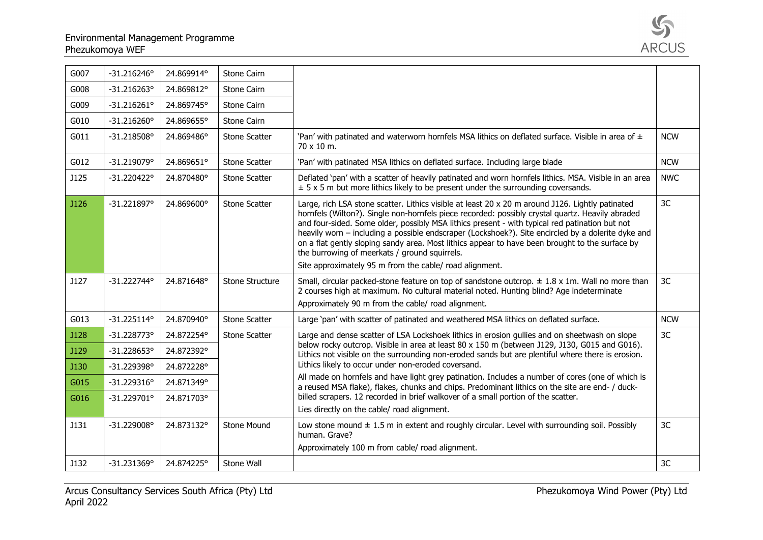| | | | | | |
|---|---|---|---|---|---|
| G007 | -31.216246° | 24.869914° | Stone Cairn | | |
| G008 | -31.216263° | 24.869812° | Stone Cairn | | |
| G009 | -31.216261° | 24.869745° | Stone Cairn | | |
| G010 | -31.216260° | 24.869655° | Stone Cairn | | |
| G011 | -31.218508° | 24.869486° | Stone Scatter | 'Pan' with patinated and waterworn hornfels MSA lithics on deflated surface. Visible in area of ± 70 x 10 m. | NCW |
| G012 | -31.219079° | 24.869651° | Stone Scatter | 'Pan' with patinated MSA lithics on deflated surface. Including large blade | NCW |
| J125 | -31.220422° | 24.870480° | Stone Scatter | Deflated 'pan' with a scatter of heavily patinated and worn hornfels lithics. MSA. Visible in an area ± 5 x 5 m but more lithics likely to be present under the surrounding coversands. | NWC |
| J126 | -31.221897° | 24.869600° | Stone Scatter | Large, rich LSA stone scatter. Lithics visible at least 20 x 20 m around J126. Lightly patinated hornfels (Wilton?). Single non-hornfels piece recorded: possibly crystal quartz. Heavily abraded and four-sided. Some older, possibly MSA lithics present - with typical red patination but not heavily worn – including a possible endscraper (Lockshoek?). Site encircled by a dolerite dyke and on a flat gently sloping sandy area. Most lithics appear to have been brought to the surface by the burrowing of meerkats / ground squirrels.<br>Site approximately 95 m from the cable/ road alignment. | 3C |
| J127 | -31.222744° | 24.871648° | Stone Structure | Small, circular packed-stone feature on top of sandstone outcrop. ± 1.8 x 1m. Wall no more than 2 courses high at maximum. No cultural material noted. Hunting blind? Age indeterminate<br>Approximately 90 m from the cable/ road alignment. | 3C |
| G013 | -31.225114° | 24.870940° | Stone Scatter | Large 'pan' with scatter of patinated and weathered MSA lithics on deflated surface. | NCW |
| J128 | -31.228773° | 24.872254° | Stone Scatter | Large and dense scatter of LSA Lockshoek lithics in erosion gullies and on sheetwash on slope below rocky outcrop. Visible in area at least 80 x 150 m (between J129, J130, G015 and G016). Lithics not visible on the surrounding non-eroded sands but are plentiful where there is erosion. Lithics likely to occur under non-eroded coversand.<br>All made on hornfels and have light grey patination. Includes a number of cores (one of which is a reused MSA flake), flakes, chunks and chips. Predominant lithics on the site are end- / duck-billed scrapers. 12 recorded in brief walkover of a small portion of the scatter.<br>Lies directly on the cable/ road alignment. | 3C |
| J129 | -31.228653° | 24.872392° | | | |
| J130 | -31.229398° | 24.872228° | | | |
| G015 | -31.229316° | 24.871349° | | | |
| G016 | -31.229701° | 24.871703° | | | |
| J131 | -31.229008° | 24.873132° | Stone Mound | Low stone mound ± 1.5 m in extent and roughly circular. Level with surrounding soil. Possibly human. Grave?<br>Approximately 100 m from cable/ road alignment. | 3C |
| J132 | -31.231369° | 24.874225° | Stone Wall | | 3C |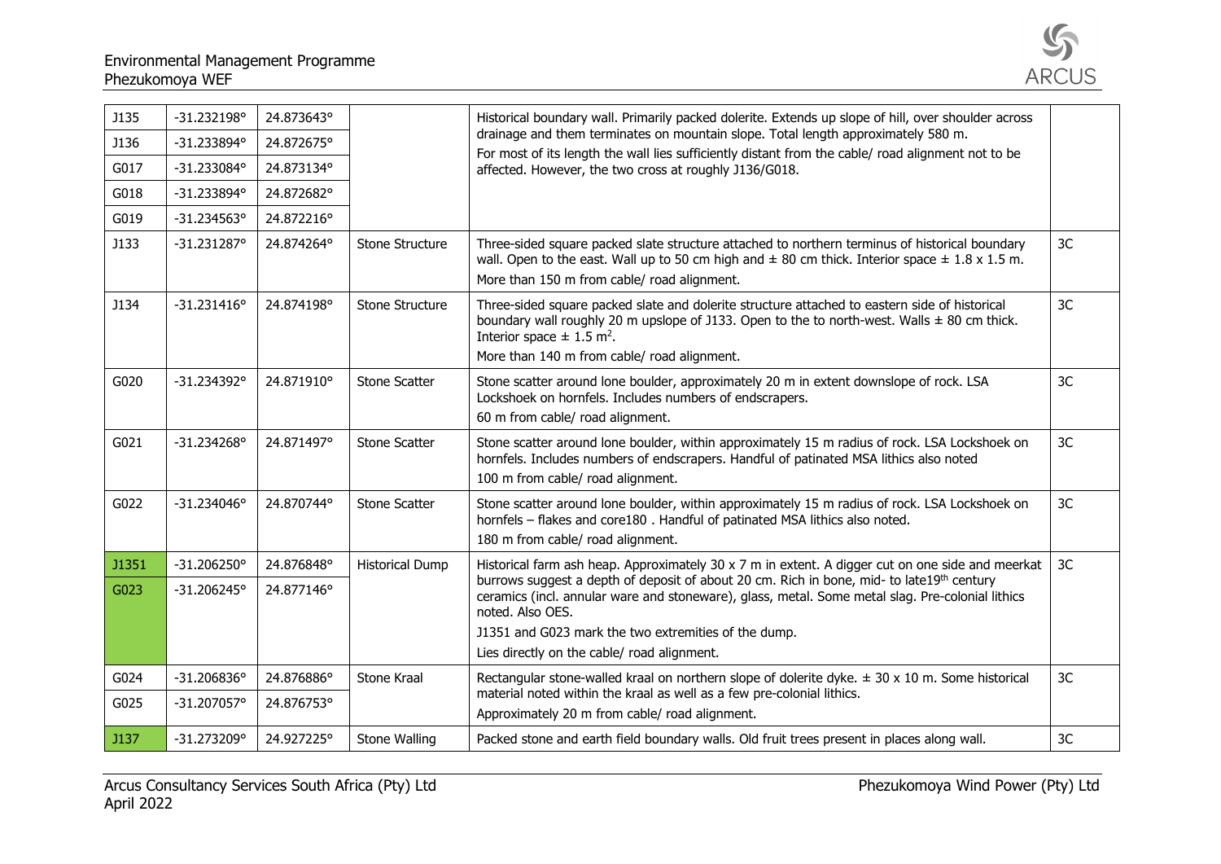| | | | | | |
|---|---|---|---|---|---|
| J135 | -31.232198° | 24.873643° | | Historical boundary wall. Primarily packed dolerite. Extends up slope of hill, over shoulder across drainage and them terminates on mountain slope. Total length approximately 580 m. For most of its length the wall lies sufficiently distant from the cable/ road alignment not to be affected. However, the two cross at roughly J136/G018. | |
| J136 | -31.233894° | 24.872675° | | | |
| G017 | -31.233084° | 24.873134° | | | |
| G018 | -31.233894° | 24.872682° | | | |
| G019 | -31.234563° | 24.872216° | | | |
| J133 | -31.231287° | 24.874264° | Stone Structure | Three-sided square packed slate structure attached to northern terminus of historical boundary wall. Open to the east. Wall up to 50 cm high and ± 80 cm thick. Interior space ± 1.8 x 1.5 m. More than 150 m from cable/ road alignment. | 3C |
| J134 | -31.231416° | 24.874198° | Stone Structure | Three-sided square packed slate and dolerite structure attached to eastern side of historical boundary wall roughly 20 m upslope of J133. Open to the to north-west. Walls ± 80 cm thick. Interior space ± 1.5 $m^2$. More than 140 m from cable/ road alignment. | 3C |
| G020 | -31.234392° | 24.871910° | Stone Scatter | Stone scatter around lone boulder, approximately 20 m in extent downslope of rock. LSA Lockshoek on hornfels. Includes numbers of endscrapers. 60 m from cable/ road alignment. | 3C |
| G021 | -31.234268° | 24.871497° | Stone Scatter | Stone scatter around lone boulder, within approximately 15 m radius of rock. LSA Lockshoek on hornfels. Includes numbers of endscrapers. Handful of patinated MSA lithics also noted 100 m from cable/ road alignment. | 3C |
| G022 | -31.234046° | 24.870744° | Stone Scatter | Stone scatter around lone boulder, within approximately 15 m radius of rock. LSA Lockshoek on hornfels – flakes and core180 . Handful of patinated MSA lithics also noted. 180 m from cable/ road alignment. | 3C |
| J1351 | -31.206250° | 24.876848° | Historical Dump | Historical farm ash heap. Approximately 30 x 7 m in extent. A digger cut on one side and meerkat burrows suggest a depth of deposit of about 20 cm. Rich in bone, mid- to late19th century ceramics (incl. annular ware and stoneware), glass, metal. Some metal slag. Pre-colonial lithics noted. Also OES. J1351 and G023 mark the two extremities of the dump. Lies directly on the cable/ road alignment. | 3C |
| G023 | -31.206245° | 24.877146° | | | |
| G024 | -31.206836° | 24.876886° | Stone Kraal | Rectangular stone-walled kraal on northern slope of dolerite dyke. ± 30 x 10 m. Some historical material noted within the kraal as well as a few pre-colonial lithics. Approximately 20 m from cable/ road alignment. | 3C |
| G025 | -31.207057° | 24.876753° | | | |
| J137 | -31.273209° | 24.927225° | Stone Walling | Packed stone and earth field boundary walls. Old fruit trees present in places along wall. | 3C |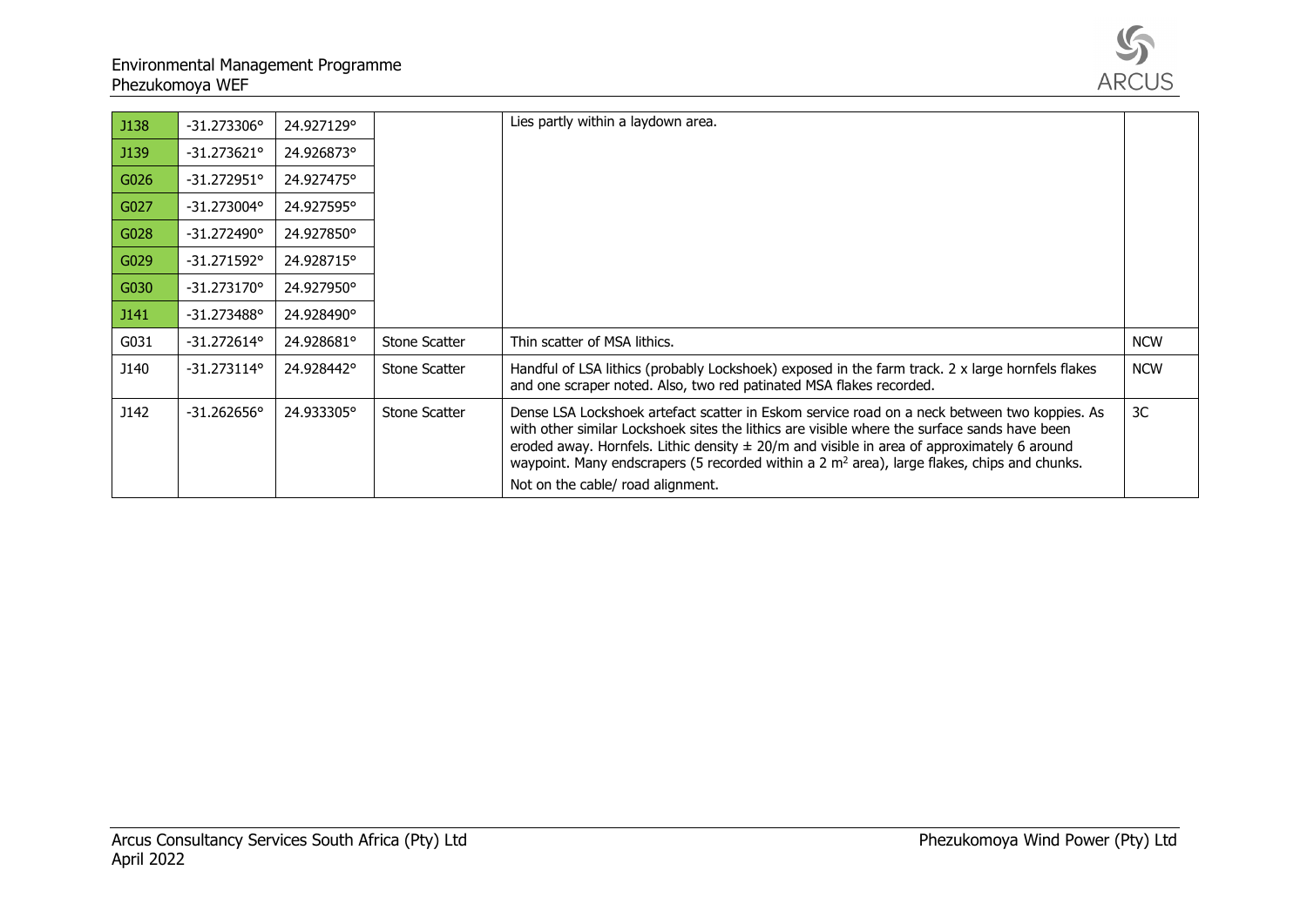| | | | | | |
|---|---|---|---|---|---|
| J138 | -31.273306° | 24.927129° | | Lies partly within a laydown area. | |
| J139 | -31.273621° | 24.926873° | | | |
| G026 | -31.272951° | 24.927475° | | | |
| G027 | -31.273004° | 24.927595° | | | |
| G028 | -31.272490° | 24.927850° | | | |
| G029 | -31.271592° | 24.928715° | | | |
| G030 | -31.273170° | 24.927950° | | | |
| J141 | -31.273488° | 24.928490° | | | |
| G031 | -31.272614° | 24.928681° | Stone Scatter | Thin scatter of MSA lithics. | NCW |
| J140 | -31.273114° | 24.928442° | Stone Scatter | Handful of LSA lithics (probably Lockshoek) exposed in the farm track. 2 x large hornfels flakes and one scraper noted. Also, two red patinated MSA flakes recorded. | NCW |
| J142 | -31.262656° | 24.933305° | Stone Scatter | Dense LSA Lockshoek artefact scatter in Eskom service road on a neck between two koppies. As with other similar Lockshoek sites the lithics are visible where the surface sands have been eroded away. Hornfels. Lithic density ± 20/m and visible in area of approximately 6 around waypoint. Many endscrapers (5 recorded within a 2 m² area), large flakes, chips and chunks.<br>Not on the cable/ road alignment. | 3C |